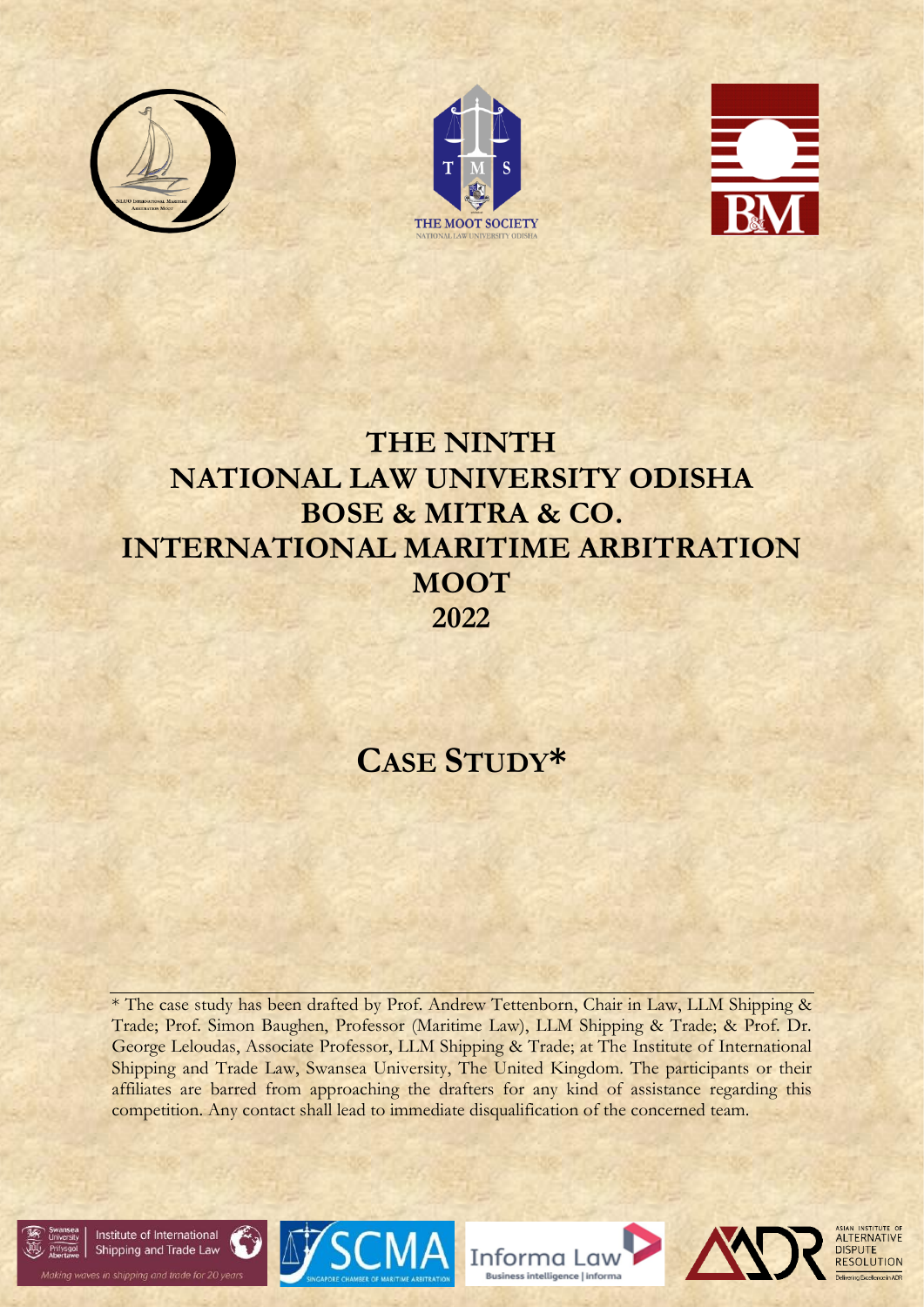# THE NINTH NATIONAL LAW UNIVERSITY ODISHA BOSE & MITRA & CO. INTERNATIONAL MARITIME ARBITRATION MOOT 2022

## CASE STUDY*

---

* The case study has been drafted by Prof. Andrew Tettenborn, Chair in Law, LLM Shipping & Trade; Prof. Simon Baughen, Professor (Maritime Law), LLM Shipping & Trade; & Prof. Dr. George Leloudas, Associate Professor, LLM Shipping & Trade; at The Institute of International Shipping and Trade Law, Swansea University, The United Kingdom. The participants or their affiliates are barred from approaching the drafters for any kind of assistance regarding this competition. Any contact shall lead to immediate disqualification of the concerned team.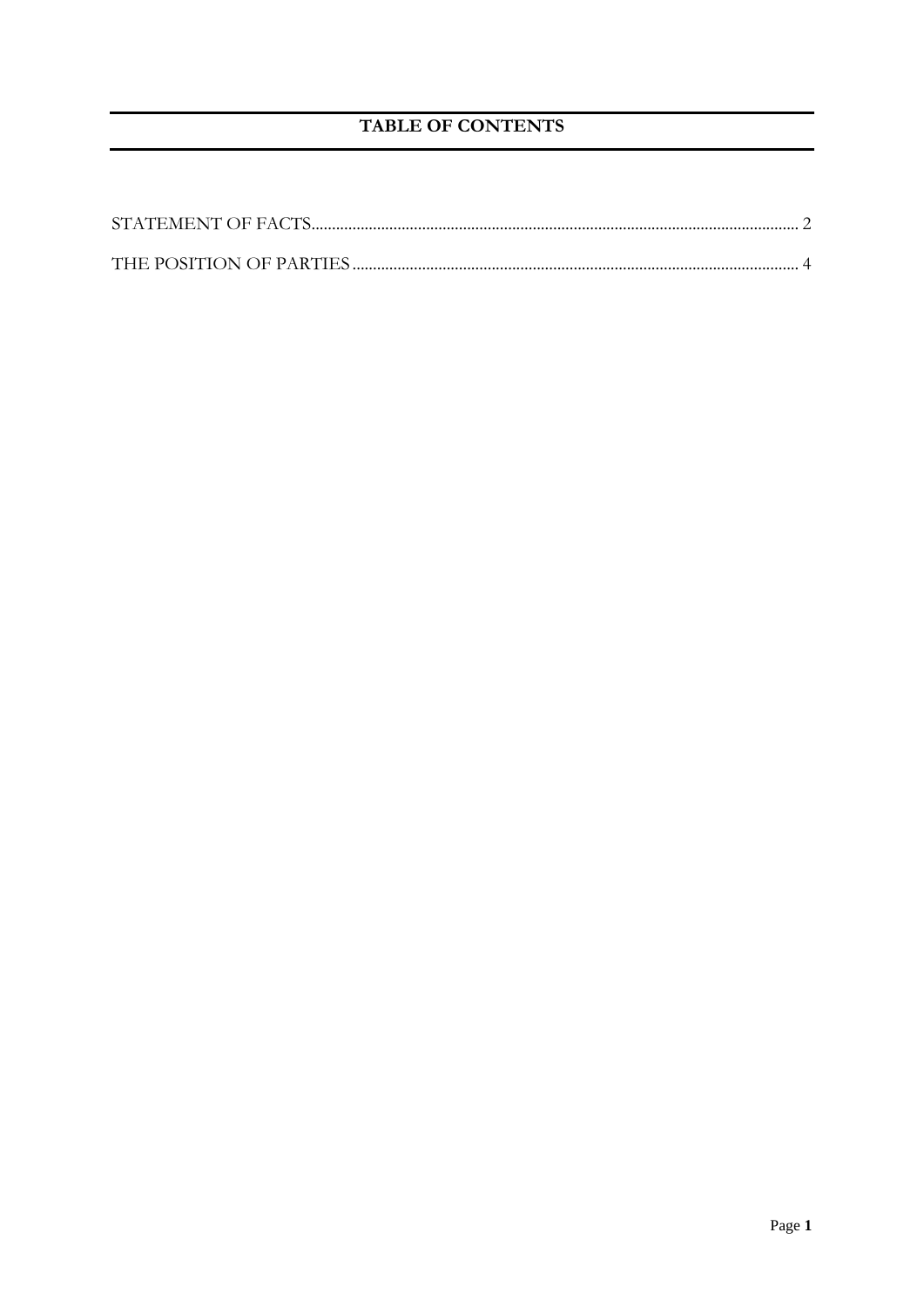# TABLE OF CONTENTS

STATEMENT OF FACTS ........................................................................................................................ 2

THE POSITION OF PARTIES ............................................................................................................ 4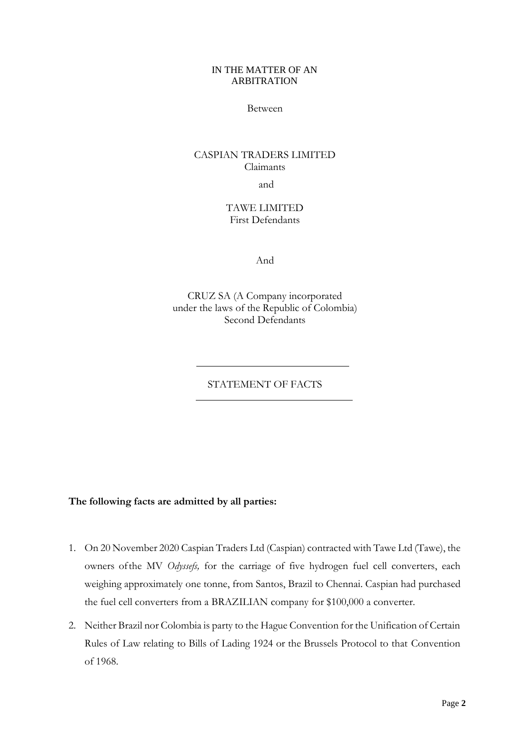IN THE MATTER OF AN ARBITRATION

Between

CASPIAN TRADERS LIMITED
Claimants

and

TAWE LIMITED
First Defendants

And

CRUZ SA (A Company incorporated under the laws of the Republic of Colombia)
Second Defendants

---

STATEMENT OF FACTS

---

**The following facts are admitted by all parties:**

1. On 20 November 2020 Caspian Traders Ltd (Caspian) contracted with Tawe Ltd (Tawe), the owners of the MV *Odyssefs,* for the carriage of five hydrogen fuel cell converters, each weighing approximately one tonne, from Santos, Brazil to Chennai. Caspian had purchased the fuel cell converters from a BRAZILIAN company for $100,000 a converter.
2. Neither Brazil nor Colombia is party to the Hague Convention for the Unification of Certain Rules of Law relating to Bills of Lading 1924 or the Brussels Protocol to that Convention of 1968.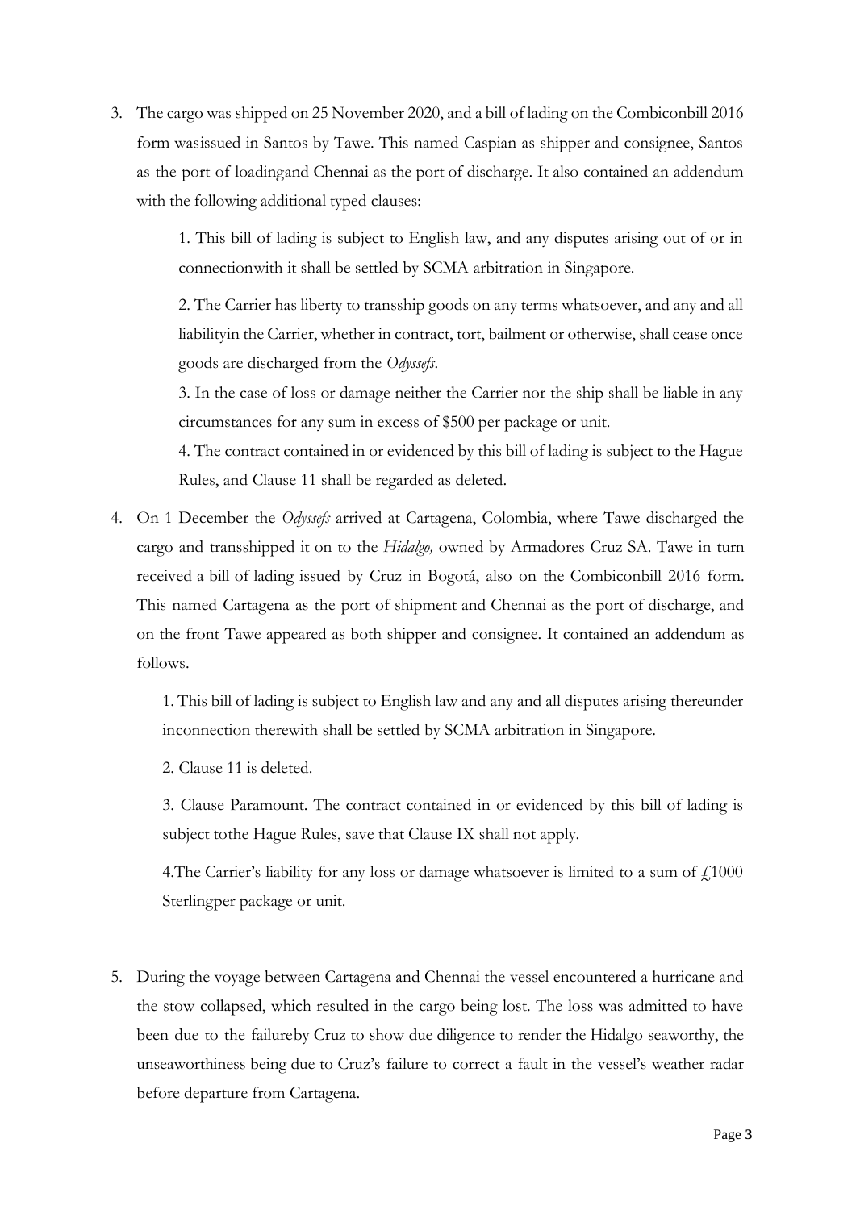3. The cargo was shipped on 25 November 2020, and a bill of lading on the Combiconbill 2016 form wasissued in Santos by Tawe. This named Caspian as shipper and consignee, Santos as the port of loadingand Chennai as the port of discharge. It also contained an addendum with the following additional typed clauses:

    1. This bill of lading is subject to English law, and any disputes arising out of or in connectionwith it shall be settled by SCMA arbitration in Singapore.

    2. The Carrier has liberty to transship goods on any terms whatsoever, and any and all liabilityin the Carrier, whether in contract, tort, bailment or otherwise, shall cease once goods are discharged from the *Odyssefs*.

    3. In the case of loss or damage neither the Carrier nor the ship shall be liable in any circumstances for any sum in excess of $500 per package or unit.

    4. The contract contained in or evidenced by this bill of lading is subject to the Hague Rules, and Clause 11 shall be regarded as deleted.

4. On 1 December the *Odyssefs* arrived at Cartagena, Colombia, where Tawe discharged the cargo and transshipped it on to the *Hidalgo,* owned by Armadores Cruz SA. Tawe in turn received a bill of lading issued by Cruz in Bogotá, also on the Combiconbill 2016 form. This named Cartagena as the port of shipment and Chennai as the port of discharge, and on the front Tawe appeared as both shipper and consignee. It contained an addendum as follows.

    1. This bill of lading is subject to English law and any and all disputes arising thereunder inconnection therewith shall be settled by SCMA arbitration in Singapore.

    2. Clause 11 is deleted.

    3. Clause Paramount. The contract contained in or evidenced by this bill of lading is subject tothe Hague Rules, save that Clause IX shall not apply.

    4.The Carrier's liability for any loss or damage whatsoever is limited to a sum of £1000 Sterlingper package or unit.

5. During the voyage between Cartagena and Chennai the vessel encountered a hurricane and the stow collapsed, which resulted in the cargo being lost. The loss was admitted to have been due to the failureby Cruz to show due diligence to render the Hidalgo seaworthy, the unseaworthiness being due to Cruz's failure to correct a fault in the vessel's weather radar before departure from Cartagena.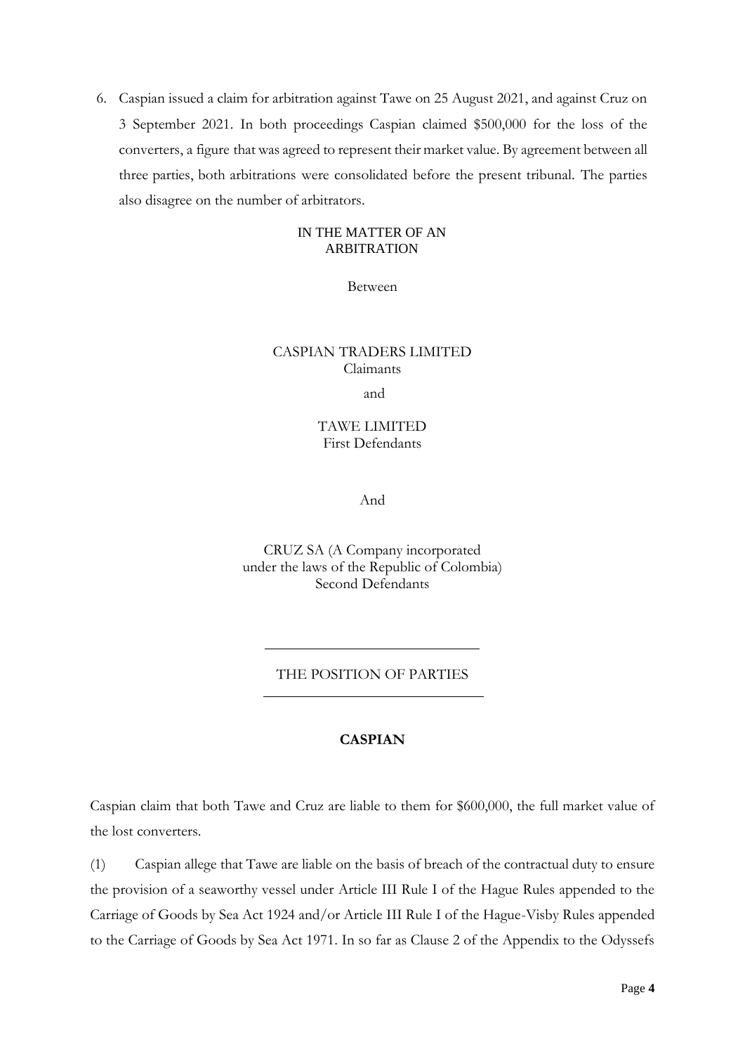6. Caspian issued a claim for arbitration against Tawe on 25 August 2021, and against Cruz on 3 September 2021. In both proceedings Caspian claimed $500,000 for the loss of the converters, a figure that was agreed to represent their market value. By agreement between all three parties, both arbitrations were consolidated before the present tribunal. The parties also disagree on the number of arbitrators.

IN THE MATTER OF AN ARBITRATION

Between

CASPIAN TRADERS LIMITED
Claimants

and

TAWE LIMITED
First Defendants

And

CRUZ SA (A Company incorporated under the laws of the Republic of Colombia)
Second Defendants

---

THE POSITION OF PARTIES

---

**CASPIAN**

Caspian claim that both Tawe and Cruz are liable to them for $600,000, the full market value of the lost converters.

(1) Caspian allege that Tawe are liable on the basis of breach of the contractual duty to ensure the provision of a seaworthy vessel under Article III Rule I of the Hague Rules appended to the Carriage of Goods by Sea Act 1924 and/or Article III Rule I of the Hague-Visby Rules appended to the Carriage of Goods by Sea Act 1971. In so far as Clause 2 of the Appendix to the Odyssefs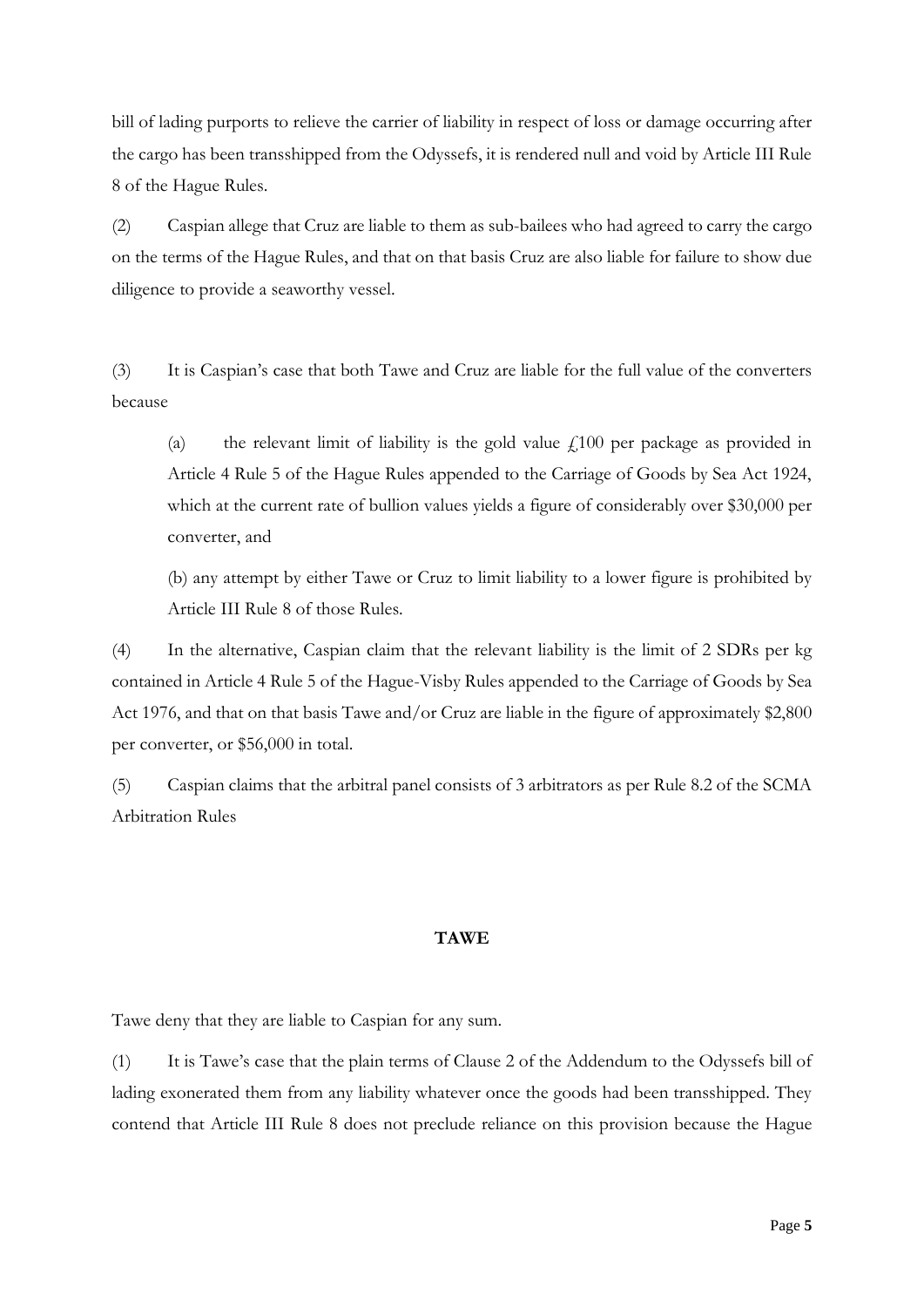bill of lading purports to relieve the carrier of liability in respect of loss or damage occurring after the cargo has been transshipped from the Odyssefs, it is rendered null and void by Article III Rule 8 of the Hague Rules.

(2) Caspian allege that Cruz are liable to them as sub-bailees who had agreed to carry the cargo on the terms of the Hague Rules, and that on that basis Cruz are also liable for failure to show due diligence to provide a seaworthy vessel.

(3) It is Caspian's case that both Tawe and Cruz are liable for the full value of the converters because

> (a) the relevant limit of liability is the gold value £100 per package as provided in Article 4 Rule 5 of the Hague Rules appended to the Carriage of Goods by Sea Act 1924, which at the current rate of bullion values yields a figure of considerably over $30,000 per converter, and
>
> (b) any attempt by either Tawe or Cruz to limit liability to a lower figure is prohibited by Article III Rule 8 of those Rules.

(4) In the alternative, Caspian claim that the relevant liability is the limit of 2 SDRs per kg contained in Article 4 Rule 5 of the Hague-Visby Rules appended to the Carriage of Goods by Sea Act 1976, and that on that basis Tawe and/or Cruz are liable in the figure of approximately $2,800 per converter, or $56,000 in total.

(5) Caspian claims that the arbitral panel consists of 3 arbitrators as per Rule 8.2 of the SCMA Arbitration Rules

## TAWE

Tawe deny that they are liable to Caspian for any sum.

(1) It is Tawe's case that the plain terms of Clause 2 of the Addendum to the Odyssefs bill of lading exonerated them from any liability whatever once the goods had been transshipped. They contend that Article III Rule 8 does not preclude reliance on this provision because the Hague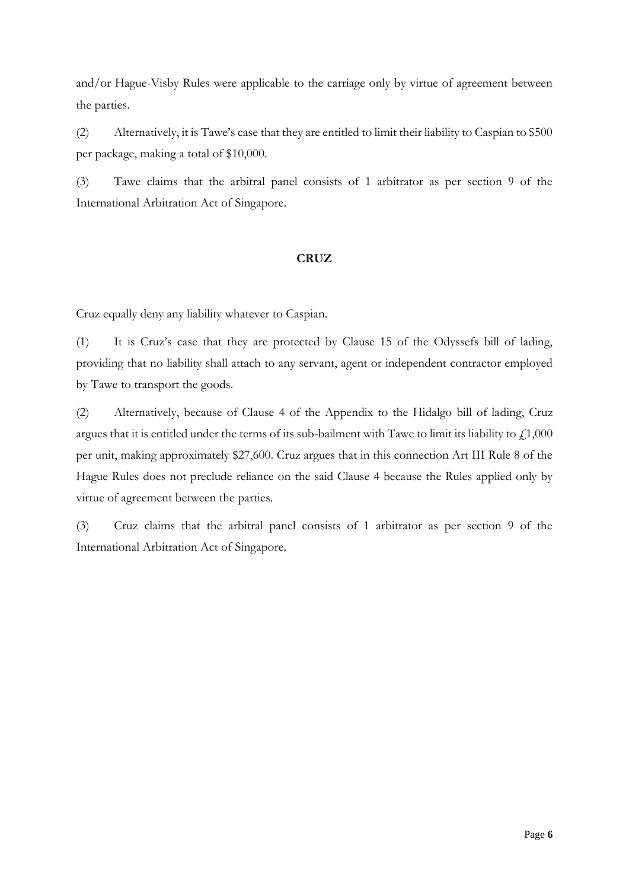and/or Hague-Visby Rules were applicable to the carriage only by virtue of agreement between the parties.

(2) Alternatively, it is Tawe's case that they are entitled to limit their liability to Caspian to $500 per package, making a total of $10,000.

(3) Tawe claims that the arbitral panel consists of 1 arbitrator as per section 9 of the International Arbitration Act of Singapore.

**CRUZ**

Cruz equally deny any liability whatever to Caspian.

(1) It is Cruz's case that they are protected by Clause 15 of the Odyssefs bill of lading, providing that no liability shall attach to any servant, agent or independent contractor employed by Tawe to transport the goods.

(2) Alternatively, because of Clause 4 of the Appendix to the Hidalgo bill of lading, Cruz argues that it is entitled under the terms of its sub-bailment with Tawe to limit its liability to £1,000 per unit, making approximately $27,600. Cruz argues that in this connection Art III Rule 8 of the Hague Rules does not preclude reliance on the said Clause 4 because the Rules applied only by virtue of agreement between the parties.

(3) Cruz claims that the arbitral panel consists of 1 arbitrator as per section 9 of the International Arbitration Act of Singapore.